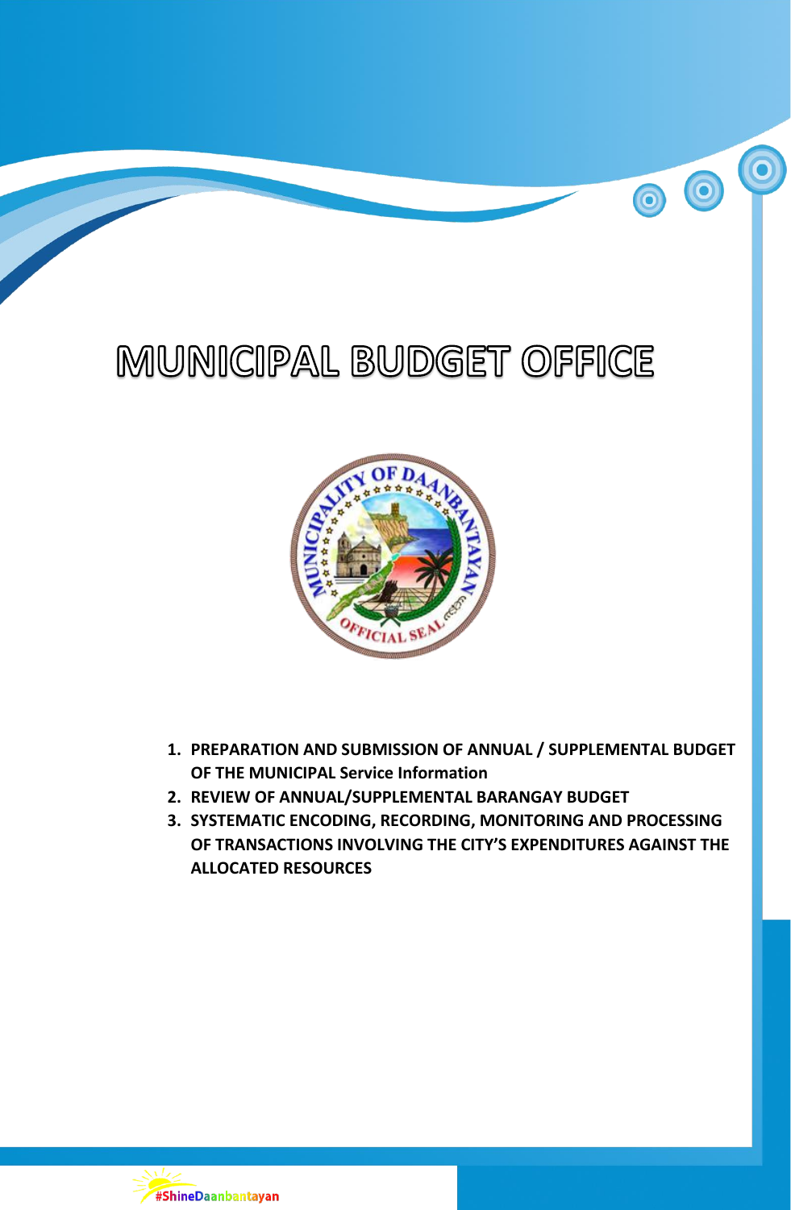# MUNICIPAL BUDGET OFFICE

1. **PREPARATION AND SUBMISSION OF ANNUAL / SUPPLEMENTAL BUDGET OF THE MUNICIPAL Service Information**
2. **REVIEW OF ANNUAL/SUPPLEMENTAL BARANGAY BUDGET**
3. **SYSTEMATIC ENCODING, RECORDING, MONITORING AND PROCESSING OF TRANSACTIONS INVOLVING THE CITY'S EXPENDITURES AGAINST THE ALLOCATED RESOURCES**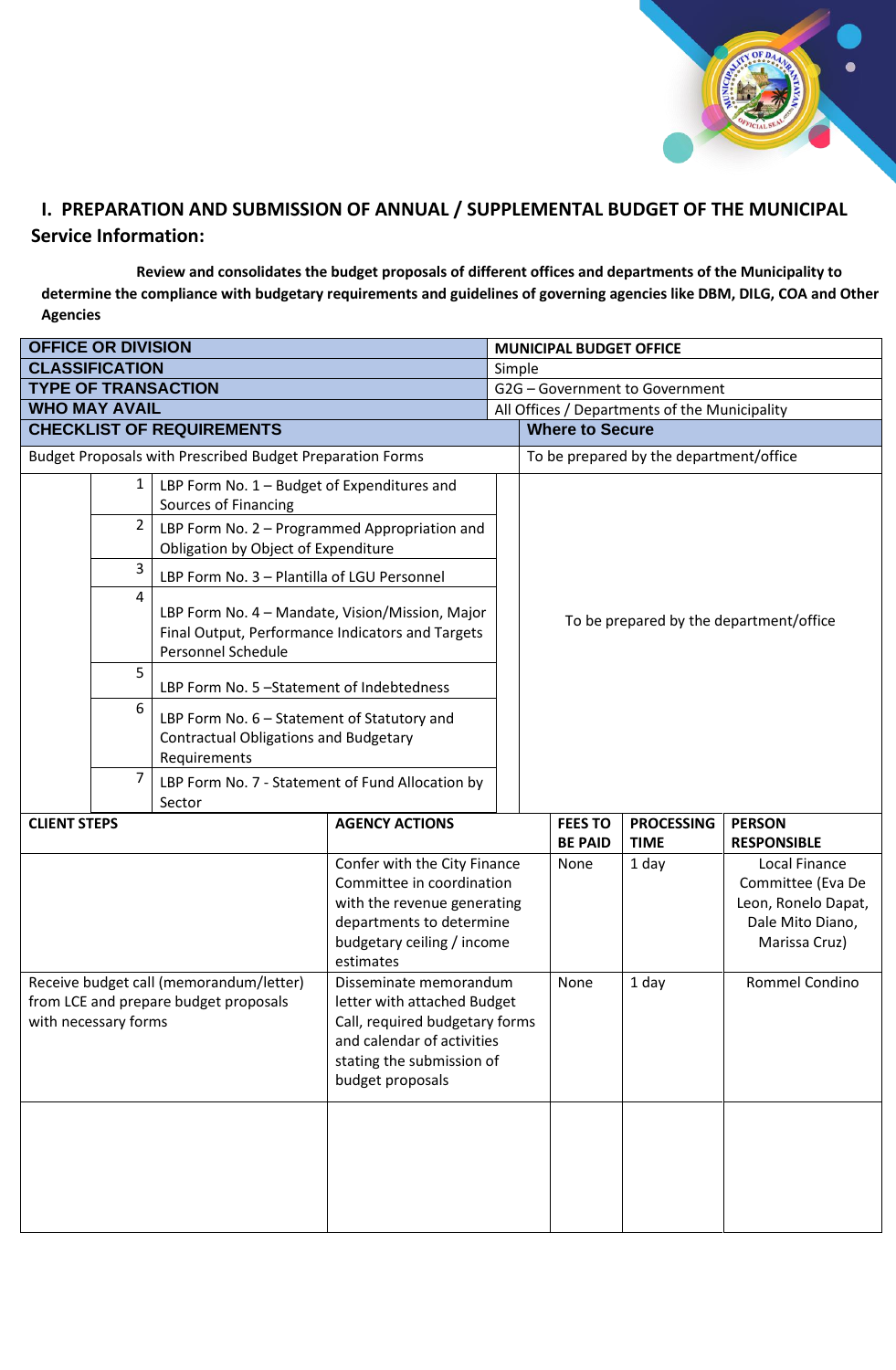## I. PREPARATION AND SUBMISSION OF ANNUAL / SUPPLEMENTAL BUDGET OF THE MUNICIPAL

### Service Information:

**Review and consolidates the budget proposals of different offices and departments of the Municipality to determine the compliance with budgetary requirements and guidelines of governing agencies like DBM, DILG, COA and Other Agencies**

| | |
|---|---|
| **OFFICE OR DIVISION** | **MUNICIPAL BUDGET OFFICE** |
| **CLASSIFICATION** | Simple |
| **TYPE OF TRANSACTION** | G2G – Government to Government |
| **WHO MAY AVAIL** | All Offices / Departments of the Municipality |

| **CHECKLIST OF REQUIREMENTS** | | **Where to Secure** |
|---|---|---|
| Budget Proposals with Prescribed Budget Preparation Forms | | To be prepared by the department/office |
| 1 | LBP Form No. 1 – Budget of Expenditures and Sources of Financing | To be prepared by the department/office |
| 2 | LBP Form No. 2 – Programmed Appropriation and Obligation by Object of Expenditure | |
| 3 | LBP Form No. 3 – Plantilla of LGU Personnel | |
| 4 | LBP Form No. 4 – Mandate, Vision/Mission, Major Final Output, Performance Indicators and Targets Personnel Schedule | |
| 5 | LBP Form No. 5 –Statement of Indebtedness | |
| 6 | LBP Form No. 6 – Statement of Statutory and Contractual Obligations and Budgetary Requirements | |
| 7 | LBP Form No. 7 - Statement of Fund Allocation by Sector | |

| CLIENT STEPS | AGENCY ACTIONS | FEES TO BE PAID | PROCESSING TIME | PERSON RESPONSIBLE |
|---|---|---|---|---|
| | Confer with the City Finance Committee in coordination with the revenue generating departments to determine budgetary ceiling / income estimates | None | 1 day | Local Finance Committee (Eva De Leon, Ronelo Dapat, Dale Mito Diano, Marissa Cruz) |
| Receive budget call (memorandum/letter) from LCE and prepare budget proposals with necessary forms | Disseminate memorandum letter with attached Budget Call, required budgetary forms and calendar of activities stating the submission of budget proposals | None | 1 day | Rommel Condino |
| | | | | |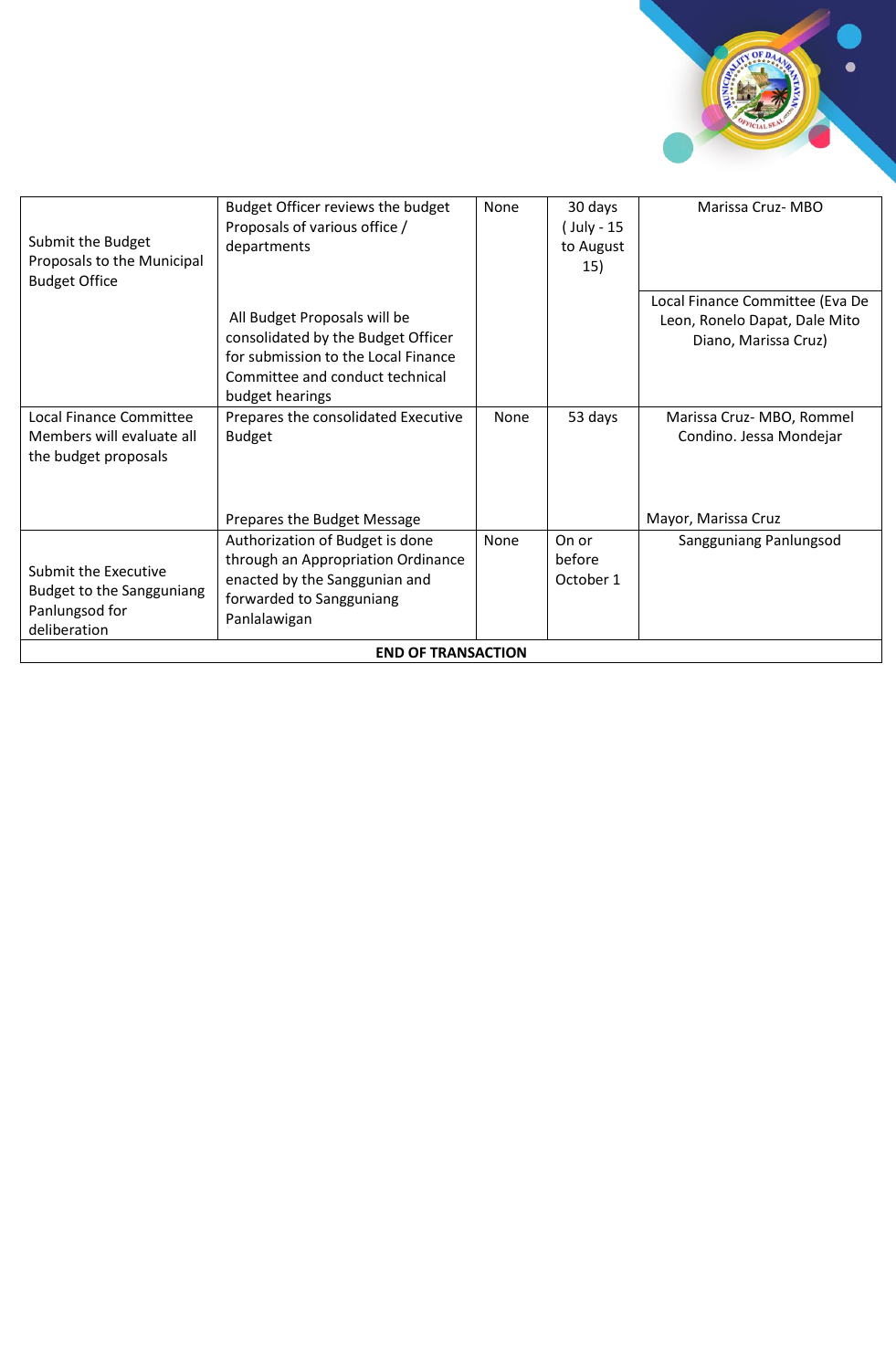| | | | | |
|---|---|---|---|---|
| Submit the Budget Proposals to the Municipal Budget Office | Budget Officer reviews the budget Proposals of various office / departments | None | 30 days ( July - 15 to August 15) | Marissa Cruz- MBO |
| | All Budget Proposals will be consolidated by the Budget Officer for submission to the Local Finance Committee and conduct technical budget hearings | | | Local Finance Committee (Eva De Leon, Ronelo Dapat, Dale Mito Diano, Marissa Cruz) |
| Local Finance Committee Members will evaluate all the budget proposals | Prepares the consolidated Executive Budget | None | 53 days | Marissa Cruz- MBO, Rommel Condino. Jessa Mondejar |
| | Prepares the Budget Message | | | Mayor, Marissa Cruz |
| Submit the Executive Budget to the Sangguniang Panlungsod for deliberation | Authorization of Budget is done through an Appropriation Ordinance enacted by the Sanggunian and forwarded to Sangguniang Panlalawigan | None | On or before October 1 | Sangguniang Panlungsod |
| **END OF TRANSACTION** | | | | |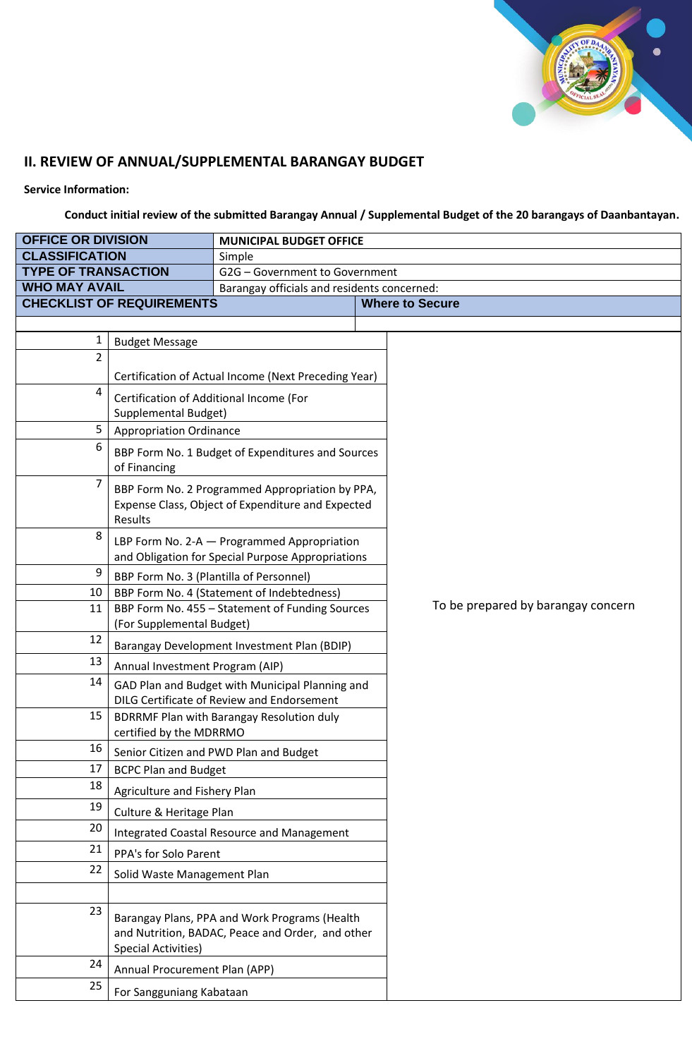## II. REVIEW OF ANNUAL/SUPPLEMENTAL BARANGAY BUDGET

**Service Information:**

**Conduct initial review of the submitted Barangay Annual / Supplemental Budget of the 20 barangays of Daanbantayan.**

| OFFICE OR DIVISION | MUNICIPAL BUDGET OFFICE |
|---|---|
| CLASSIFICATION | Simple |
| TYPE OF TRANSACTION | G2G – Government to Government |
| WHO MAY AVAIL | Barangay officials and residents concerned: |

| CHECKLIST OF REQUIREMENTS | | Where to Secure |
|---|---|---|
| 1 | Budget Message | To be prepared by barangay concern |
| 2 | Certification of Actual Income (Next Preceding Year) | |
| 4 | Certification of Additional Income (For Supplemental Budget) | |
| 5 | Appropriation Ordinance | |
| 6 | BBP Form No. 1 Budget of Expenditures and Sources of Financing | |
| 7 | BBP Form No. 2 Programmed Appropriation by PPA, Expense Class, Object of Expenditure and Expected Results | |
| 8 | LBP Form No. 2-A — Programmed Appropriation and Obligation for Special Purpose Appropriations | |
| 9 | BBP Form No. 3 (Plantilla of Personnel) | |
| 10 | BBP Form No. 4 (Statement of Indebtedness) | |
| 11 | BBP Form No. 455 – Statement of Funding Sources (For Supplemental Budget) | |
| 12 | Barangay Development Investment Plan (BDIP) | |
| 13 | Annual Investment Program (AIP) | |
| 14 | GAD Plan and Budget with Municipal Planning and DILG Certificate of Review and Endorsement | |
| 15 | BDRRMF Plan with Barangay Resolution duly certified by the MDRRMO | |
| 16 | Senior Citizen and PWD Plan and Budget | |
| 17 | BCPC Plan and Budget | |
| 18 | Agriculture and Fishery Plan | |
| 19 | Culture & Heritage Plan | |
| 20 | Integrated Coastal Resource and Management | |
| 21 | PPA's for Solo Parent | |
| 22 | Solid Waste Management Plan | |
| | | |
| 23 | Barangay Plans, PPA and Work Programs (Health and Nutrition, BADAC, Peace and Order, and other Special Activities) | |
| 24 | Annual Procurement Plan (APP) | |
| 25 | For Sangguniang Kabataan | |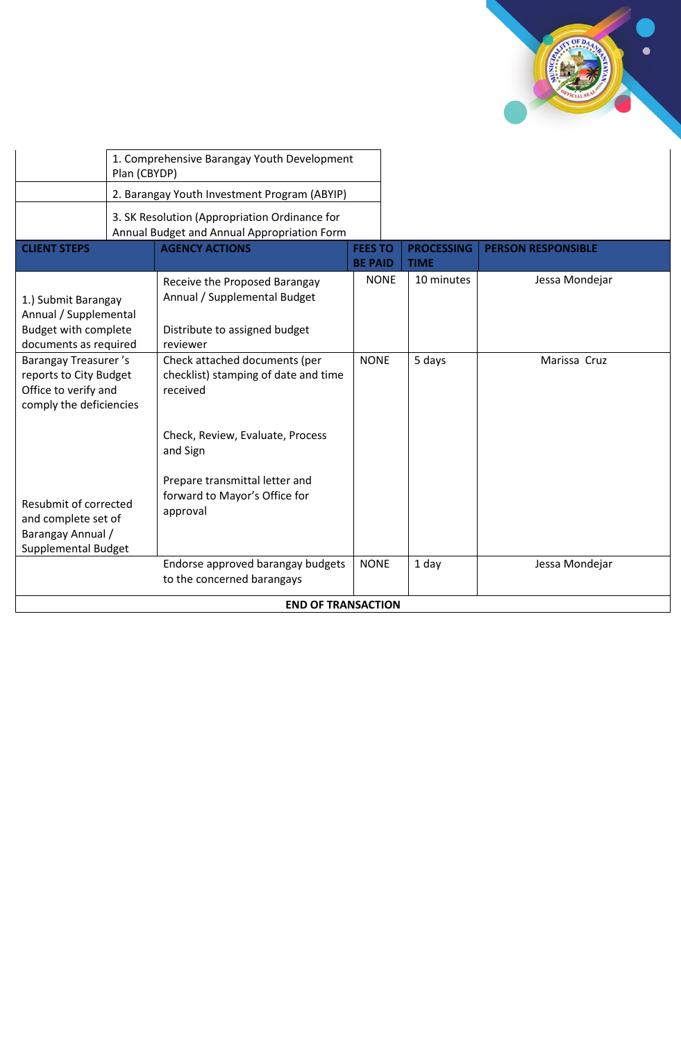| | |
|---|---|
| | 1. Comprehensive Barangay Youth Development Plan (CBYDP) |
| | 2. Barangay Youth Investment Program (ABYIP) |
| | 3. SK Resolution (Appropriation Ordinance for Annual Budget and Annual Appropriation Form |

| CLIENT STEPS | AGENCY ACTIONS | FEES TO BE PAID | PROCESSING TIME | PERSON RESPONSIBLE |
|---|---|---|---|---|
| 1.) Submit Barangay Annual / Supplemental Budget with complete documents as required | Receive the Proposed Barangay Annual / Supplemental Budget<br><br>Distribute to assigned budget reviewer | NONE | 10 minutes | Jessa Mondejar |
| Barangay Treasurer 's reports to City Budget Office to verify and comply the deficiencies<br><br>Resubmit of corrected and complete set of Barangay Annual / Supplemental Budget | Check attached documents (per checklist) stamping of date and time received<br><br>Check, Review, Evaluate, Process and Sign<br><br>Prepare transmittal letter and forward to Mayor's Office for approval | NONE | 5 days | Marissa Cruz |
| | Endorse approved barangay budgets to the concerned barangays | NONE | 1 day | Jessa Mondejar |
| **END OF TRANSACTION** | | | | |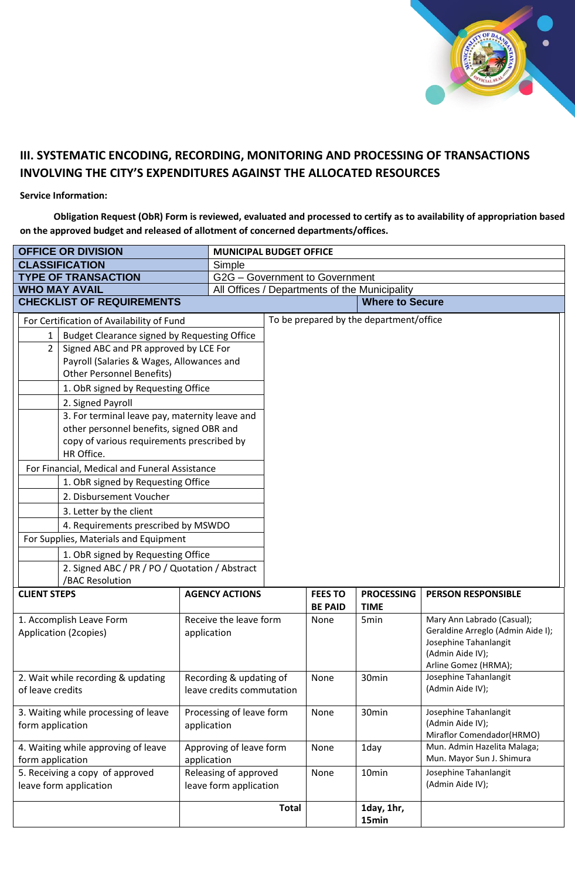## III. SYSTEMATIC ENCODING, RECORDING, MONITORING AND PROCESSING OF TRANSACTIONS INVOLVING THE CITY'S EXPENDITURES AGAINST THE ALLOCATED RESOURCES

**Service Information:**

**Obligation Request (ObR) Form is reviewed, evaluated and processed to certify as to availability of appropriation based on the approved budget and released of allotment of concerned departments/offices.**

| | |
|---|---|
| **OFFICE OR DIVISION** | **MUNICIPAL BUDGET OFFICE** |
| **CLASSIFICATION** | Simple |
| **TYPE OF TRANSACTION** | G2G – Government to Government |
| **WHO MAY AVAIL** | All Offices / Departments of the Municipality |

| **CHECKLIST OF REQUIREMENTS** | | **Where to Secure** |
|---|---|---|
| For Certification of Availability of Fund | | To be prepared by the department/office |
| 1 | Budget Clearance signed by Requesting Office | |
| 2 | Signed ABC and PR approved by LCE For Payroll (Salaries & Wages, Allowances and Other Personnel Benefits) | |
| | 1. ObR signed by Requesting Office | |
| | 2. Signed Payroll | |
| | 3. For terminal leave pay, maternity leave and other personnel benefits, signed OBR and copy of various requirements prescribed by HR Office. | |
| For Financial, Medical and Funeral Assistance | | |
| | 1. ObR signed by Requesting Office | |
| | 2. Disbursement Voucher | |
| | 3. Letter by the client | |
| | 4. Requirements prescribed by MSWDO | |
| For Supplies, Materials and Equipment | | |
| | 1. ObR signed by Requesting Office | |
| | 2. Signed ABC / PR / PO / Quotation / Abstract /BAC Resolution | |

| **CLIENT STEPS** | **AGENCY ACTIONS** | **FEES TO BE PAID** | **PROCESSING TIME** | **PERSON RESPONSIBLE** |
|---|---|---|---|---|
| 1. Accomplish Leave Form Application (2copies) | Receive the leave form application | None | 5min | Mary Ann Labrado (Casual); Geraldine Arreglo (Admin Aide I); Josephine Tahanlangit (Admin Aide IV); Arline Gomez (HRMA); |
| 2. Wait while recording & updating of leave credits | Recording & updating of leave credits commutation | None | 30min | Josephine Tahanlangit (Admin Aide IV); |
| 3. Waiting while processing of leave form application | Processing of leave form application | None | 30min | Josephine Tahanlangit (Admin Aide IV); Miraflor Comendador(HRMO) |
| 4. Waiting while approving of leave form application | Approving of leave form application | None | 1day | Mun. Admin Hazelita Malaga; Mun. Mayor Sun J. Shimura |
| 5. Receiving a copy of approved leave form application | Releasing of approved leave form application | None | 10min | Josephine Tahanlangit (Admin Aide IV); |
| | **Total** | | **1day, 1hr, 15min** | |